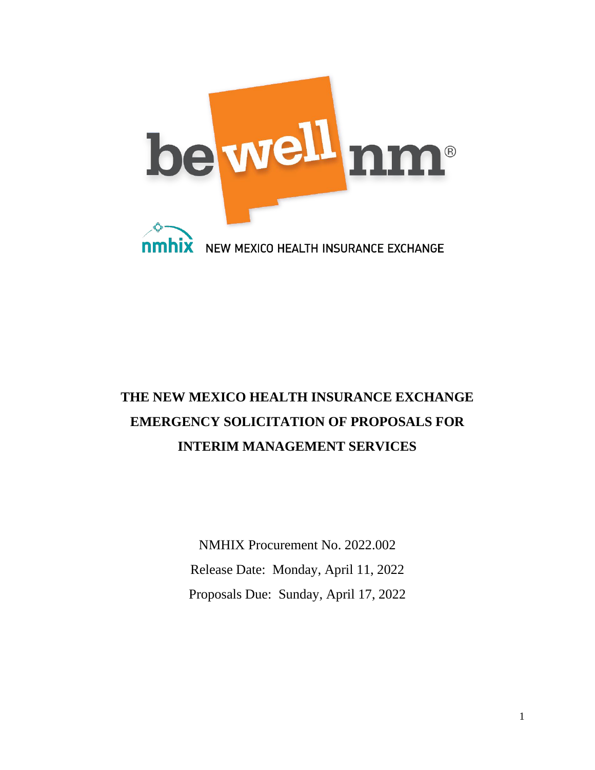be well nm®

nmhix NEW MEXICO HEALTH INSURANCE EXCHANGE

# THE NEW MEXICO HEALTH INSURANCE EXCHANGE EMERGENCY SOLICITATION OF PROPOSALS FOR INTERIM MANAGEMENT SERVICES

NMHIX Procurement No. 2022.002

Release Date: Monday, April 11, 2022

Proposals Due: Sunday, April 17, 2022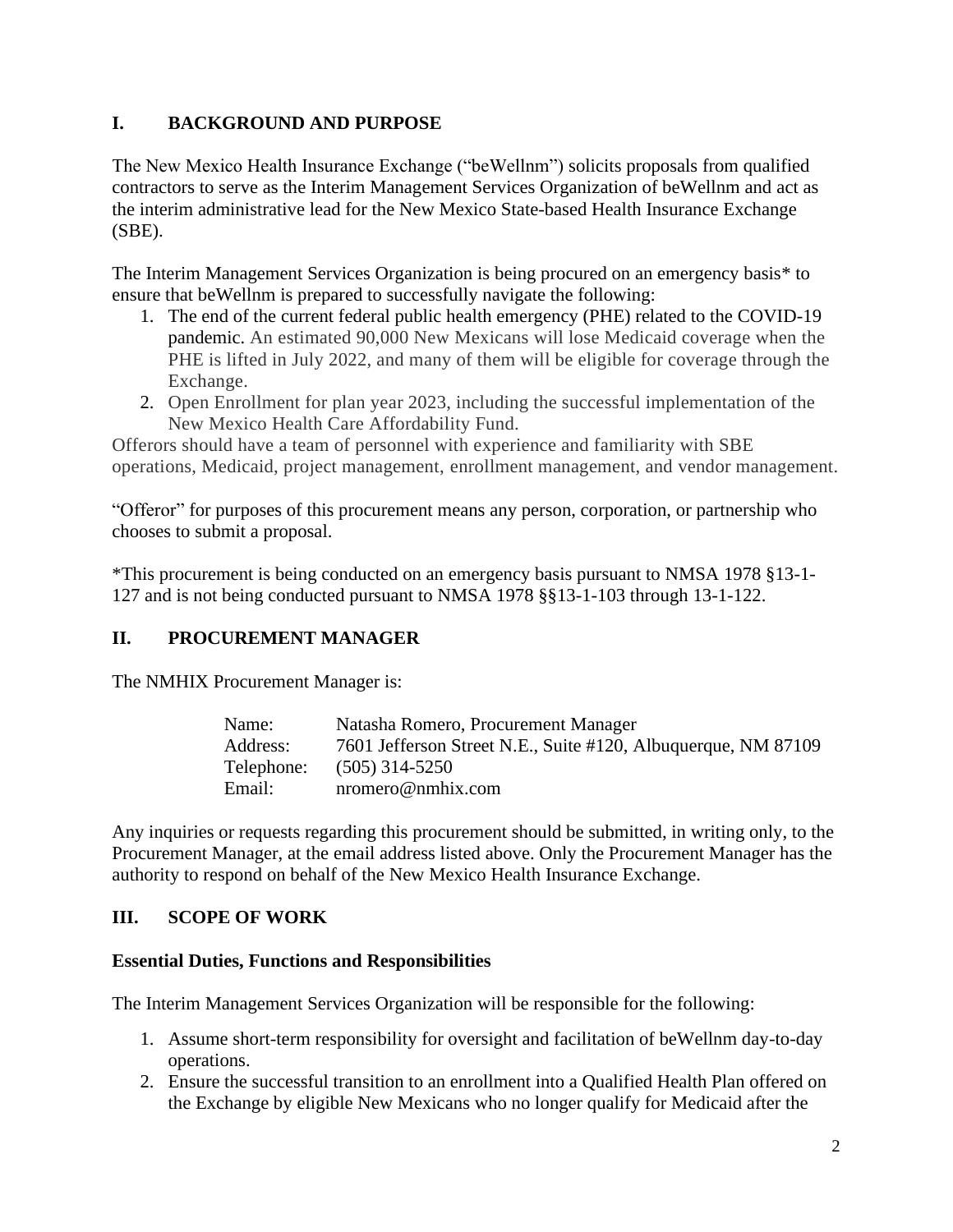## I. BACKGROUND AND PURPOSE

The New Mexico Health Insurance Exchange ("beWellnm") solicits proposals from qualified contractors to serve as the Interim Management Services Organization of beWellnm and act as the interim administrative lead for the New Mexico State-based Health Insurance Exchange (SBE).

The Interim Management Services Organization is being procured on an emergency basis* to ensure that beWellnm is prepared to successfully navigate the following:

1. The end of the current federal public health emergency (PHE) related to the COVID-19 pandemic. An estimated 90,000 New Mexicans will lose Medicaid coverage when the PHE is lifted in July 2022, and many of them will be eligible for coverage through the Exchange.
2. Open Enrollment for plan year 2023, including the successful implementation of the New Mexico Health Care Affordability Fund.

Offerors should have a team of personnel with experience and familiarity with SBE operations, Medicaid, project management, enrollment management, and vendor management.

"Offeror" for purposes of this procurement means any person, corporation, or partnership who chooses to submit a proposal.

*This procurement is being conducted on an emergency basis pursuant to NMSA 1978 §13-1-127 and is not being conducted pursuant to NMSA 1978 §§13-1-103 through 13-1-122.

## II. PROCUREMENT MANAGER

The NMHIX Procurement Manager is:

| | |
|---|---|
| Name: | Natasha Romero, Procurement Manager |
| Address: | 7601 Jefferson Street N.E., Suite #120, Albuquerque, NM 87109 |
| Telephone: | (505) 314-5250 |
| Email: | nromero@nmhix.com |

Any inquiries or requests regarding this procurement should be submitted, in writing only, to the Procurement Manager, at the email address listed above. Only the Procurement Manager has the authority to respond on behalf of the New Mexico Health Insurance Exchange.

## III. SCOPE OF WORK

### Essential Duties, Functions and Responsibilities

The Interim Management Services Organization will be responsible for the following:

1. Assume short-term responsibility for oversight and facilitation of beWellnm day-to-day operations.
2. Ensure the successful transition to an enrollment into a Qualified Health Plan offered on the Exchange by eligible New Mexicans who no longer qualify for Medicaid after the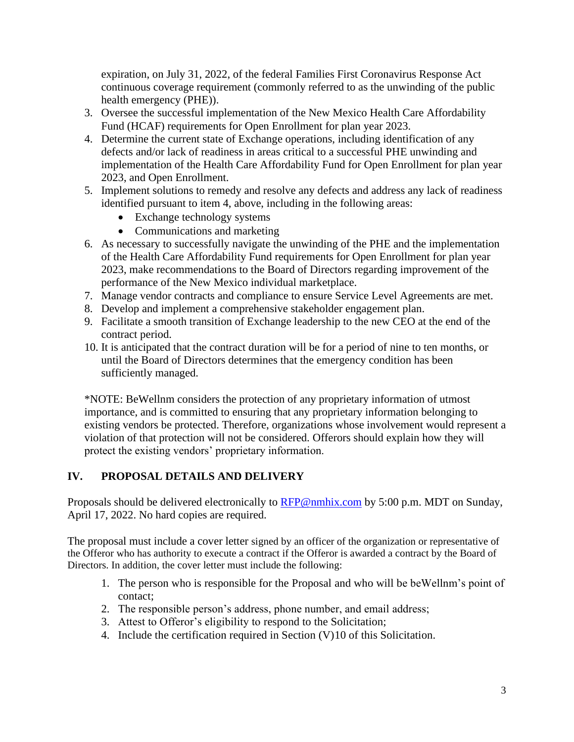expiration, on July 31, 2022, of the federal Families First Coronavirus Response Act continuous coverage requirement (commonly referred to as the unwinding of the public health emergency (PHE)).

3. Oversee the successful implementation of the New Mexico Health Care Affordability Fund (HCAF) requirements for Open Enrollment for plan year 2023.
4. Determine the current state of Exchange operations, including identification of any defects and/or lack of readiness in areas critical to a successful PHE unwinding and implementation of the Health Care Affordability Fund for Open Enrollment for plan year 2023, and Open Enrollment.
5. Implement solutions to remedy and resolve any defects and address any lack of readiness identified pursuant to item 4, above, including in the following areas:
   - Exchange technology systems
   - Communications and marketing
6. As necessary to successfully navigate the unwinding of the PHE and the implementation of the Health Care Affordability Fund requirements for Open Enrollment for plan year 2023, make recommendations to the Board of Directors regarding improvement of the performance of the New Mexico individual marketplace.
7. Manage vendor contracts and compliance to ensure Service Level Agreements are met.
8. Develop and implement a comprehensive stakeholder engagement plan.
9. Facilitate a smooth transition of Exchange leadership to the new CEO at the end of the contract period.
10. It is anticipated that the contract duration will be for a period of nine to ten months, or until the Board of Directors determines that the emergency condition has been sufficiently managed.

*NOTE: BeWellnm considers the protection of any proprietary information of utmost importance, and is committed to ensuring that any proprietary information belonging to existing vendors be protected. Therefore, organizations whose involvement would represent a violation of that protection will not be considered. Offerors should explain how they will protect the existing vendors' proprietary information.

## IV. PROPOSAL DETAILS AND DELIVERY

Proposals should be delivered electronically to RFP@nmhix.com by 5:00 p.m. MDT on Sunday, April 17, 2022. No hard copies are required.

The proposal must include a cover letter signed by an officer of the organization or representative of the Offeror who has authority to execute a contract if the Offeror is awarded a contract by the Board of Directors. In addition, the cover letter must include the following:

1. The person who is responsible for the Proposal and who will be beWellnm's point of contact;
2. The responsible person's address, phone number, and email address;
3. Attest to Offeror's eligibility to respond to the Solicitation;
4. Include the certification required in Section (V)10 of this Solicitation.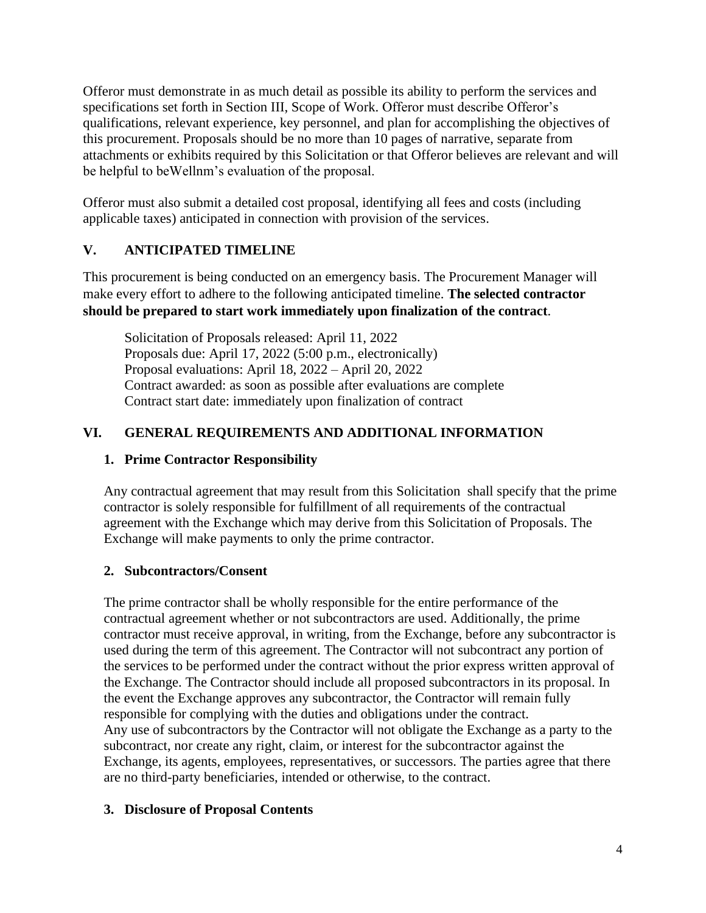Offeror must demonstrate in as much detail as possible its ability to perform the services and specifications set forth in Section III, Scope of Work. Offeror must describe Offeror's qualifications, relevant experience, key personnel, and plan for accomplishing the objectives of this procurement. Proposals should be no more than 10 pages of narrative, separate from attachments or exhibits required by this Solicitation or that Offeror believes are relevant and will be helpful to beWellnm's evaluation of the proposal.

Offeror must also submit a detailed cost proposal, identifying all fees and costs (including applicable taxes) anticipated in connection with provision of the services.

## V. ANTICIPATED TIMELINE

This procurement is being conducted on an emergency basis. The Procurement Manager will make every effort to adhere to the following anticipated timeline. **The selected contractor should be prepared to start work immediately upon finalization of the contract**.

Solicitation of Proposals released: April 11, 2022
Proposals due: April 17, 2022 (5:00 p.m., electronically)
Proposal evaluations: April 18, 2022 – April 20, 2022
Contract awarded: as soon as possible after evaluations are complete
Contract start date: immediately upon finalization of contract

## VI. GENERAL REQUIREMENTS AND ADDITIONAL INFORMATION

### 1. Prime Contractor Responsibility

Any contractual agreement that may result from this Solicitation shall specify that the prime contractor is solely responsible for fulfillment of all requirements of the contractual agreement with the Exchange which may derive from this Solicitation of Proposals. The Exchange will make payments to only the prime contractor.

### 2. Subcontractors/Consent

The prime contractor shall be wholly responsible for the entire performance of the contractual agreement whether or not subcontractors are used. Additionally, the prime contractor must receive approval, in writing, from the Exchange, before any subcontractor is used during the term of this agreement. The Contractor will not subcontract any portion of the services to be performed under the contract without the prior express written approval of the Exchange. The Contractor should include all proposed subcontractors in its proposal. In the event the Exchange approves any subcontractor, the Contractor will remain fully responsible for complying with the duties and obligations under the contract.
Any use of subcontractors by the Contractor will not obligate the Exchange as a party to the subcontract, nor create any right, claim, or interest for the subcontractor against the Exchange, its agents, employees, representatives, or successors. The parties agree that there are no third-party beneficiaries, intended or otherwise, to the contract.

### 3. Disclosure of Proposal Contents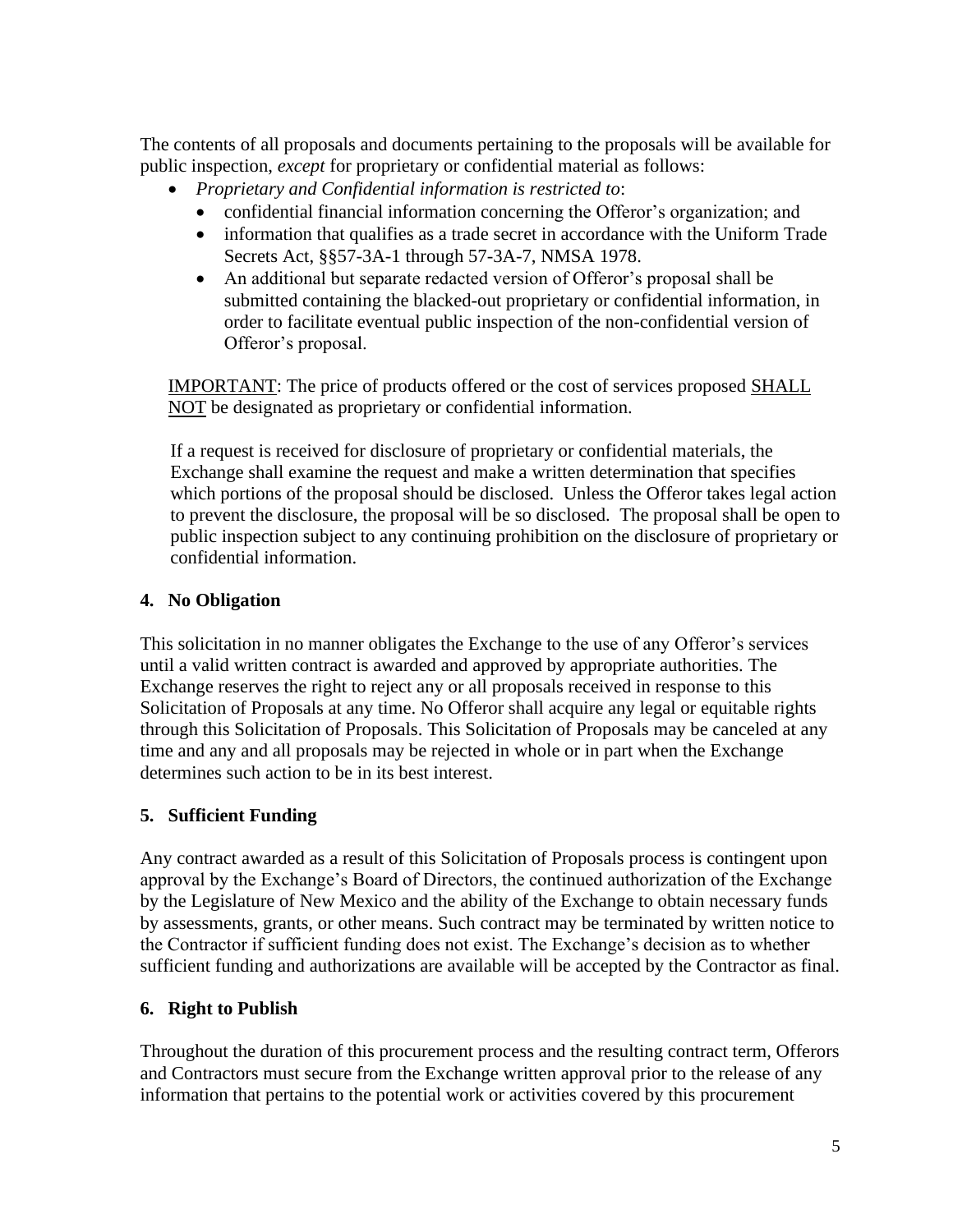The contents of all proposals and documents pertaining to the proposals will be available for public inspection, *except* for proprietary or confidential material as follows:

- *Proprietary and Confidential information is restricted to*:
  - confidential financial information concerning the Offeror's organization; and
  - information that qualifies as a trade secret in accordance with the Uniform Trade Secrets Act, §§57-3A-1 through 57-3A-7, NMSA 1978.
  - An additional but separate redacted version of Offeror's proposal shall be submitted containing the blacked-out proprietary or confidential information, in order to facilitate eventual public inspection of the non-confidential version of Offeror's proposal.

<u>IMPORTANT</u>: The price of products offered or the cost of services proposed <u>SHALL NOT</u> be designated as proprietary or confidential information.

If a request is received for disclosure of proprietary or confidential materials, the Exchange shall examine the request and make a written determination that specifies which portions of the proposal should be disclosed. Unless the Offeror takes legal action to prevent the disclosure, the proposal will be so disclosed. The proposal shall be open to public inspection subject to any continuing prohibition on the disclosure of proprietary or confidential information.

## 4. No Obligation

This solicitation in no manner obligates the Exchange to the use of any Offeror's services until a valid written contract is awarded and approved by appropriate authorities. The Exchange reserves the right to reject any or all proposals received in response to this Solicitation of Proposals at any time. No Offeror shall acquire any legal or equitable rights through this Solicitation of Proposals. This Solicitation of Proposals may be canceled at any time and any and all proposals may be rejected in whole or in part when the Exchange determines such action to be in its best interest.

## 5. Sufficient Funding

Any contract awarded as a result of this Solicitation of Proposals process is contingent upon approval by the Exchange's Board of Directors, the continued authorization of the Exchange by the Legislature of New Mexico and the ability of the Exchange to obtain necessary funds by assessments, grants, or other means. Such contract may be terminated by written notice to the Contractor if sufficient funding does not exist. The Exchange's decision as to whether sufficient funding and authorizations are available will be accepted by the Contractor as final.

## 6. Right to Publish

Throughout the duration of this procurement process and the resulting contract term, Offerors and Contractors must secure from the Exchange written approval prior to the release of any information that pertains to the potential work or activities covered by this procurement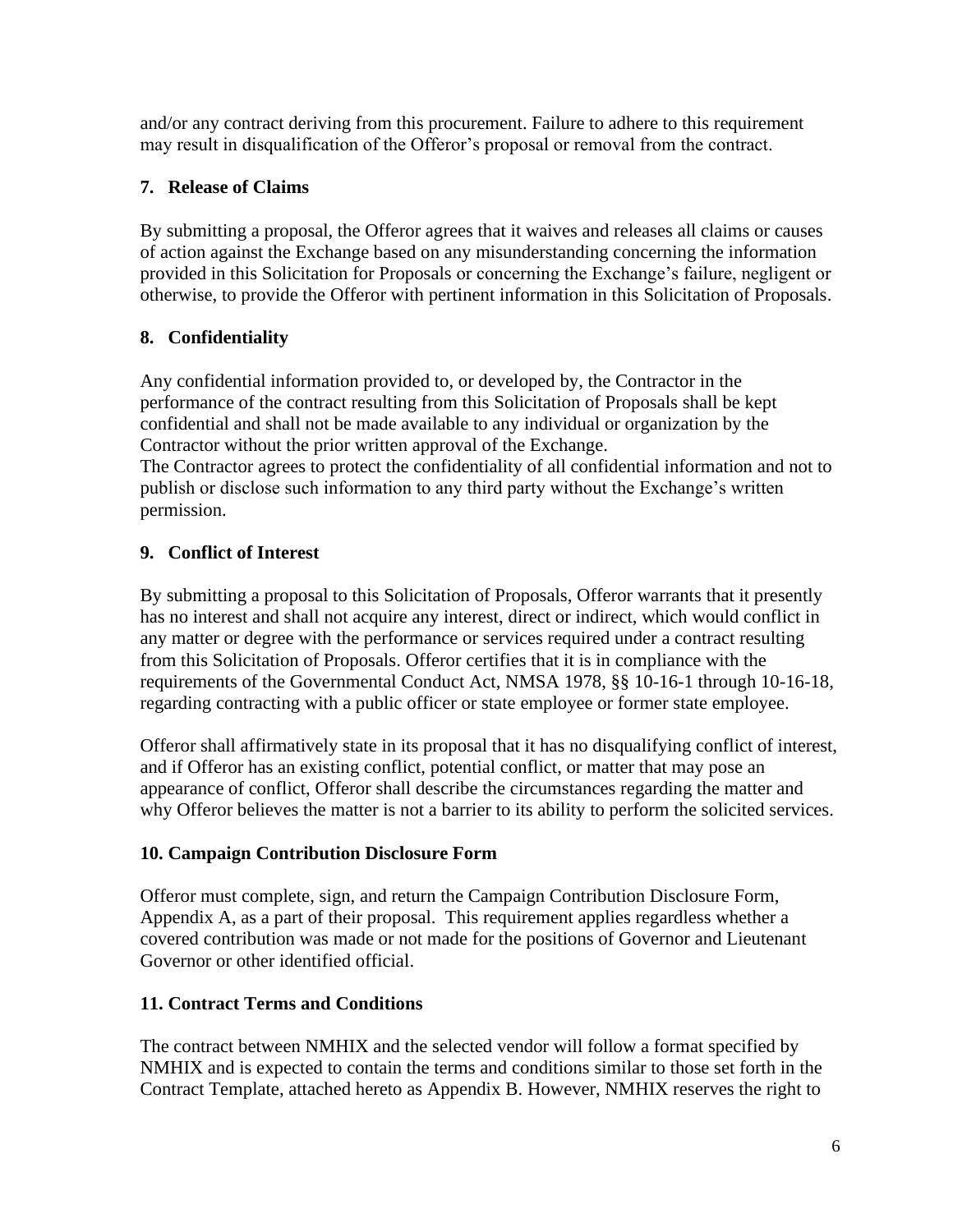and/or any contract deriving from this procurement. Failure to adhere to this requirement may result in disqualification of the Offeror's proposal or removal from the contract.

## 7. Release of Claims

By submitting a proposal, the Offeror agrees that it waives and releases all claims or causes of action against the Exchange based on any misunderstanding concerning the information provided in this Solicitation for Proposals or concerning the Exchange's failure, negligent or otherwise, to provide the Offeror with pertinent information in this Solicitation of Proposals.

## 8. Confidentiality

Any confidential information provided to, or developed by, the Contractor in the performance of the contract resulting from this Solicitation of Proposals shall be kept confidential and shall not be made available to any individual or organization by the Contractor without the prior written approval of the Exchange.
The Contractor agrees to protect the confidentiality of all confidential information and not to publish or disclose such information to any third party without the Exchange's written permission.

## 9. Conflict of Interest

By submitting a proposal to this Solicitation of Proposals, Offeror warrants that it presently has no interest and shall not acquire any interest, direct or indirect, which would conflict in any matter or degree with the performance or services required under a contract resulting from this Solicitation of Proposals. Offeror certifies that it is in compliance with the requirements of the Governmental Conduct Act, NMSA 1978, §§ 10-16-1 through 10-16-18, regarding contracting with a public officer or state employee or former state employee.

Offeror shall affirmatively state in its proposal that it has no disqualifying conflict of interest, and if Offeror has an existing conflict, potential conflict, or matter that may pose an appearance of conflict, Offeror shall describe the circumstances regarding the matter and why Offeror believes the matter is not a barrier to its ability to perform the solicited services.

## 10. Campaign Contribution Disclosure Form

Offeror must complete, sign, and return the Campaign Contribution Disclosure Form, Appendix A, as a part of their proposal. This requirement applies regardless whether a covered contribution was made or not made for the positions of Governor and Lieutenant Governor or other identified official.

## 11. Contract Terms and Conditions

The contract between NMHIX and the selected vendor will follow a format specified by NMHIX and is expected to contain the terms and conditions similar to those set forth in the Contract Template, attached hereto as Appendix B. However, NMHIX reserves the right to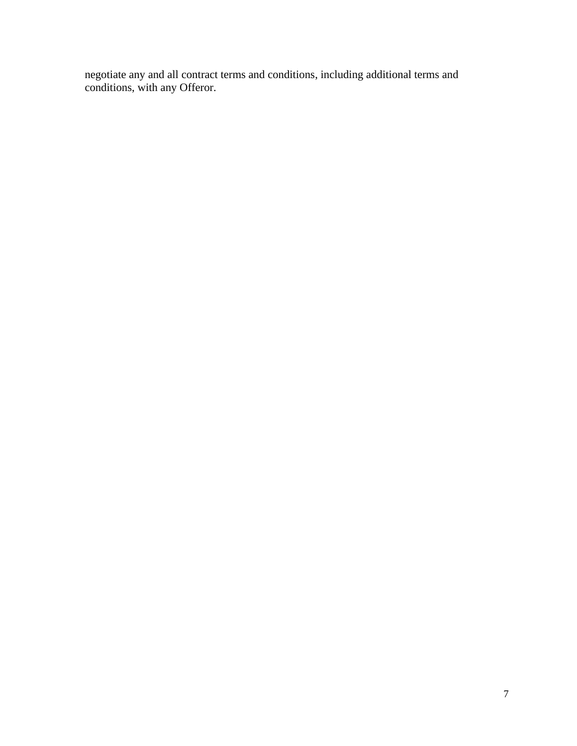negotiate any and all contract terms and conditions, including additional terms and conditions, with any Offeror.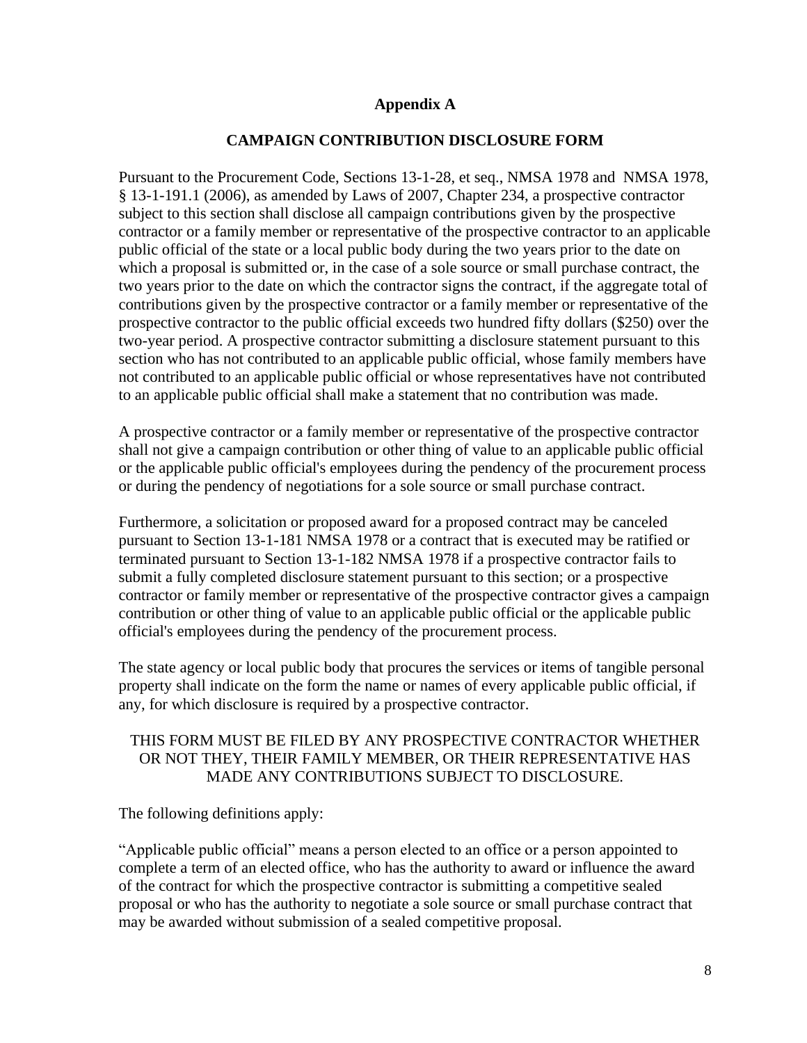## Appendix A

## CAMPAIGN CONTRIBUTION DISCLOSURE FORM

Pursuant to the Procurement Code, Sections 13-1-28, et seq., NMSA 1978 and NMSA 1978, § 13-1-191.1 (2006), as amended by Laws of 2007, Chapter 234, a prospective contractor subject to this section shall disclose all campaign contributions given by the prospective contractor or a family member or representative of the prospective contractor to an applicable public official of the state or a local public body during the two years prior to the date on which a proposal is submitted or, in the case of a sole source or small purchase contract, the two years prior to the date on which the contractor signs the contract, if the aggregate total of contributions given by the prospective contractor or a family member or representative of the prospective contractor to the public official exceeds two hundred fifty dollars ($250) over the two-year period. A prospective contractor submitting a disclosure statement pursuant to this section who has not contributed to an applicable public official, whose family members have not contributed to an applicable public official or whose representatives have not contributed to an applicable public official shall make a statement that no contribution was made.

A prospective contractor or a family member or representative of the prospective contractor shall not give a campaign contribution or other thing of value to an applicable public official or the applicable public official's employees during the pendency of the procurement process or during the pendency of negotiations for a sole source or small purchase contract.

Furthermore, a solicitation or proposed award for a proposed contract may be canceled pursuant to Section 13-1-181 NMSA 1978 or a contract that is executed may be ratified or terminated pursuant to Section 13-1-182 NMSA 1978 if a prospective contractor fails to submit a fully completed disclosure statement pursuant to this section; or a prospective contractor or family member or representative of the prospective contractor gives a campaign contribution or other thing of value to an applicable public official or the applicable public official's employees during the pendency of the procurement process.

The state agency or local public body that procures the services or items of tangible personal property shall indicate on the form the name or names of every applicable public official, if any, for which disclosure is required by a prospective contractor.

THIS FORM MUST BE FILED BY ANY PROSPECTIVE CONTRACTOR WHETHER OR NOT THEY, THEIR FAMILY MEMBER, OR THEIR REPRESENTATIVE HAS MADE ANY CONTRIBUTIONS SUBJECT TO DISCLOSURE.

The following definitions apply:

"Applicable public official" means a person elected to an office or a person appointed to complete a term of an elected office, who has the authority to award or influence the award of the contract for which the prospective contractor is submitting a competitive sealed proposal or who has the authority to negotiate a sole source or small purchase contract that may be awarded without submission of a sealed competitive proposal.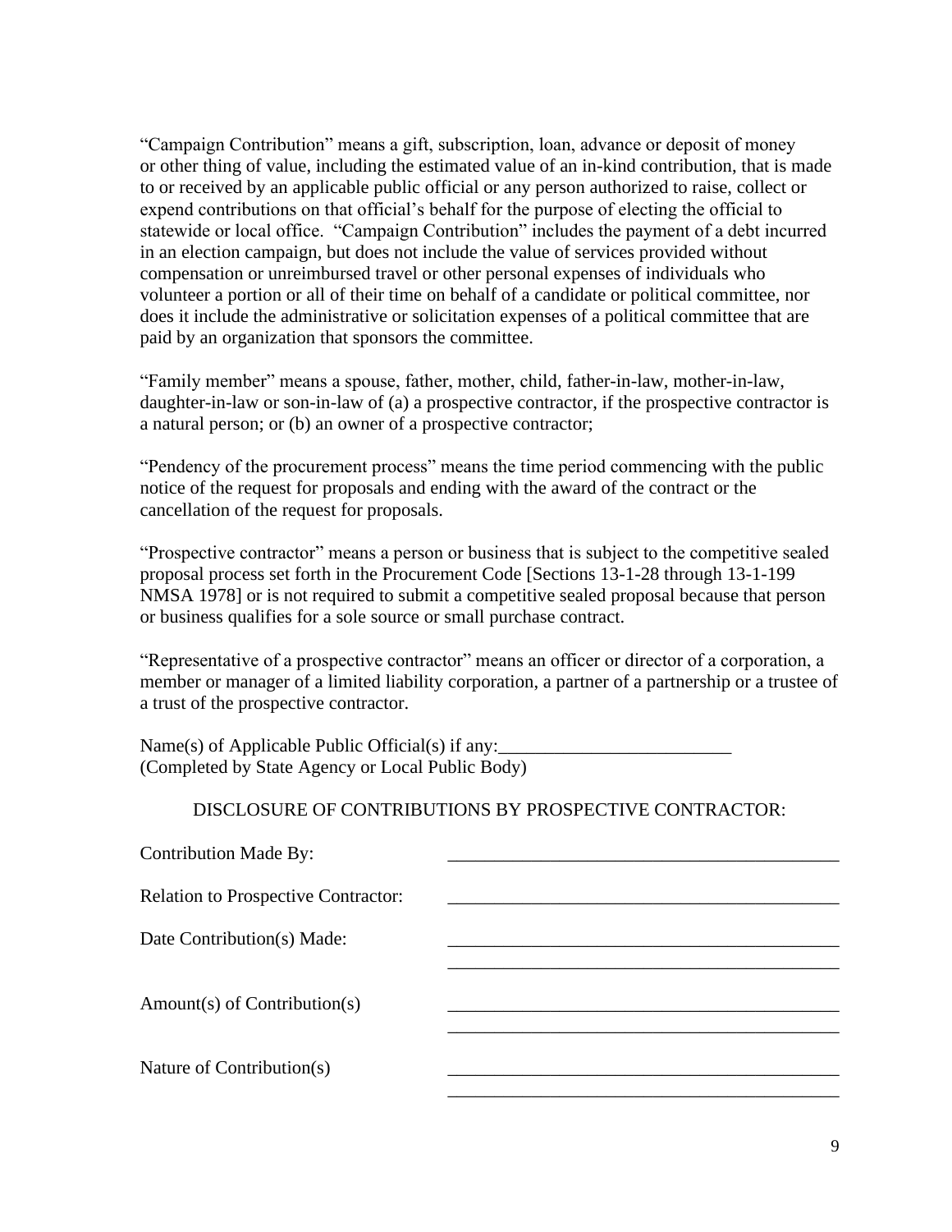"Campaign Contribution" means a gift, subscription, loan, advance or deposit of money or other thing of value, including the estimated value of an in-kind contribution, that is made to or received by an applicable public official or any person authorized to raise, collect or expend contributions on that official's behalf for the purpose of electing the official to statewide or local office. "Campaign Contribution" includes the payment of a debt incurred in an election campaign, but does not include the value of services provided without compensation or unreimbursed travel or other personal expenses of individuals who volunteer a portion or all of their time on behalf of a candidate or political committee, nor does it include the administrative or solicitation expenses of a political committee that are paid by an organization that sponsors the committee.

"Family member" means a spouse, father, mother, child, father-in-law, mother-in-law, daughter-in-law or son-in-law of (a) a prospective contractor, if the prospective contractor is a natural person; or (b) an owner of a prospective contractor;

"Pendency of the procurement process" means the time period commencing with the public notice of the request for proposals and ending with the award of the contract or the cancellation of the request for proposals.

"Prospective contractor" means a person or business that is subject to the competitive sealed proposal process set forth in the Procurement Code [Sections 13-1-28 through 13-1-199 NMSA 1978] or is not required to submit a competitive sealed proposal because that person or business qualifies for a sole source or small purchase contract.

"Representative of a prospective contractor" means an officer or director of a corporation, a member or manager of a limited liability corporation, a partner of a partnership or a trustee of a trust of the prospective contractor.

Name(s) of Applicable Public Official(s) if any:_________________________
(Completed by State Agency or Local Public Body)

DISCLOSURE OF CONTRIBUTIONS BY PROSPECTIVE CONTRACTOR:

Contribution Made By: ___________________________________________

Relation to Prospective Contractor: ___________________________________________

Date Contribution(s) Made: ___________________________________________
___________________________________________

Amount(s) of Contribution(s) ___________________________________________
___________________________________________

Nature of Contribution(s) ___________________________________________
___________________________________________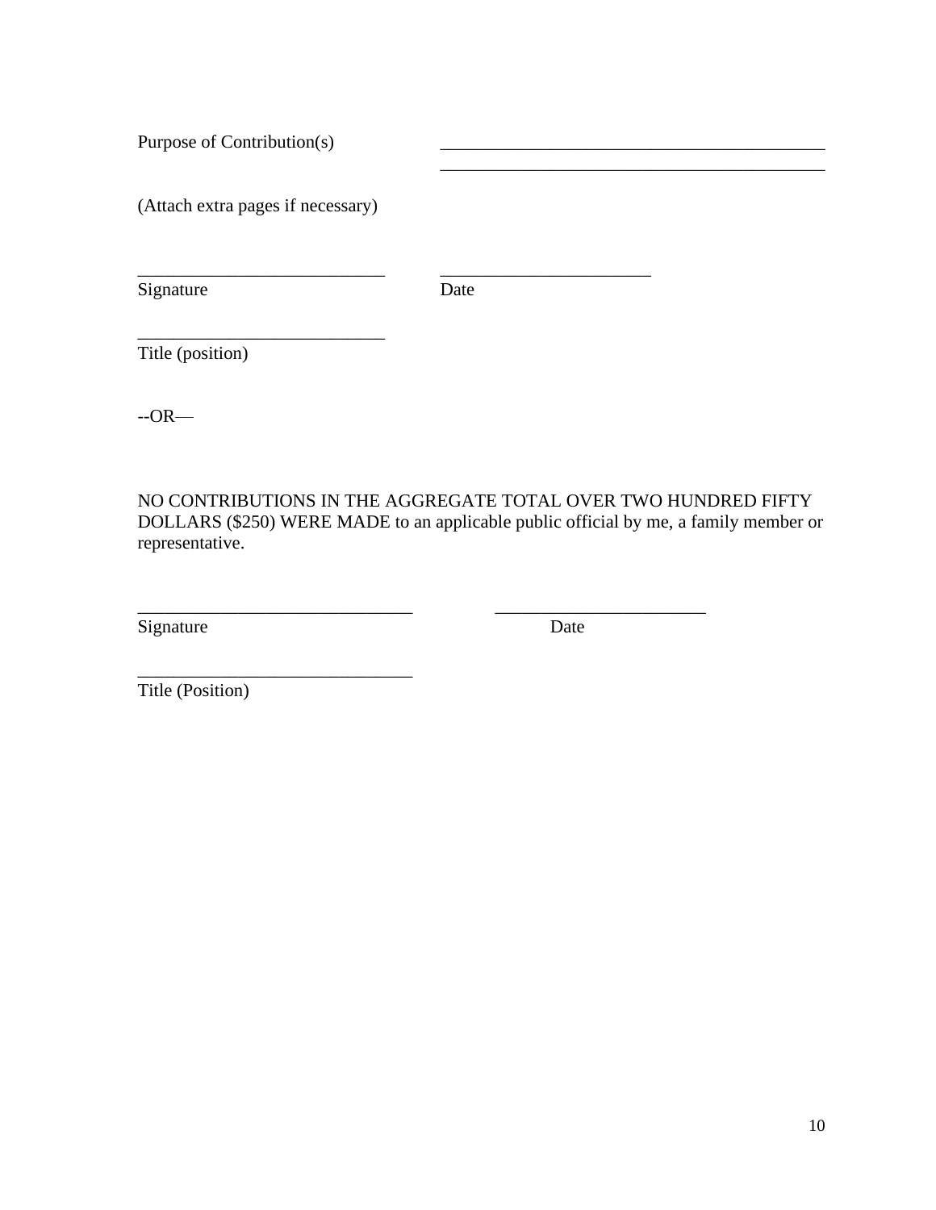Purpose of Contribution(s) ____________________________________________
____________________________________________

(Attach extra pages if necessary)

___________________________ _______________________
Signature Date

___________________________
Title (position)

--OR—

NO CONTRIBUTIONS IN THE AGGREGATE TOTAL OVER TWO HUNDRED FIFTY DOLLARS ($250) WERE MADE to an applicable public official by me, a family member or representative.

______________________________ _______________________
Signature Date

______________________________
Title (Position)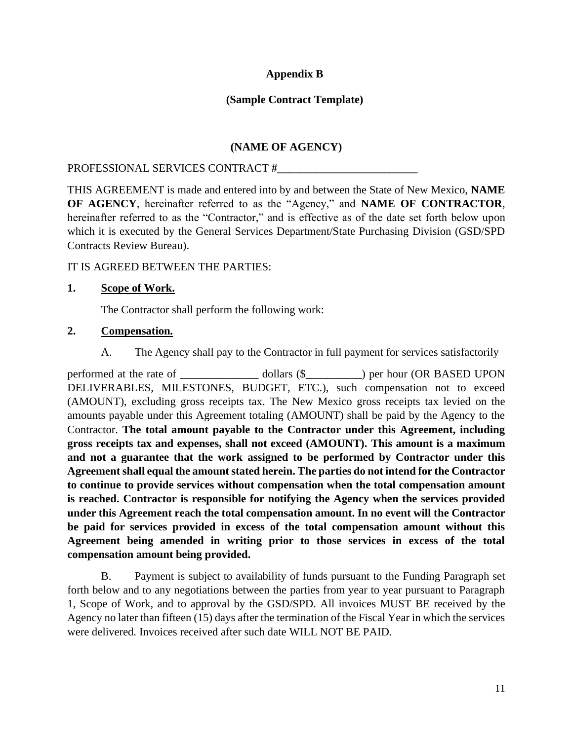**Appendix B**

**(Sample Contract Template)**

**(NAME OF AGENCY)**

PROFESSIONAL SERVICES CONTRACT **#\_\_\_\_\_\_\_\_\_\_\_\_\_\_\_\_\_\_\_\_\_\_\_\_\_\_**

THIS AGREEMENT is made and entered into by and between the State of New Mexico, **NAME OF AGENCY**, hereinafter referred to as the “Agency,” and **NAME OF CONTRACTOR**, hereinafter referred to as the “Contractor,” and is effective as of the date set forth below upon which it is executed by the General Services Department/State Purchasing Division (GSD/SPD Contracts Review Bureau).

IT IS AGREED BETWEEN THE PARTIES:

**1. Scope of Work.**

The Contractor shall perform the following work:

**2. Compensation.**

A. The Agency shall pay to the Contractor in full payment for services satisfactorily performed at the rate of \_\_\_\_\_\_\_\_\_\_\_\_\_\_ dollars ($\_\_\_\_\_\_\_\_\_\_) per hour (OR BASED UPON DELIVERABLES, MILESTONES, BUDGET, ETC.), such compensation not to exceed (AMOUNT), excluding gross receipts tax. The New Mexico gross receipts tax levied on the amounts payable under this Agreement totaling (AMOUNT) shall be paid by the Agency to the Contractor. **The total amount payable to the Contractor under this Agreement, including gross receipts tax and expenses, shall not exceed (AMOUNT). This amount is a maximum and not a guarantee that the work assigned to be performed by Contractor under this Agreement shall equal the amount stated herein. The parties do not intend for the Contractor to continue to provide services without compensation when the total compensation amount is reached. Contractor is responsible for notifying the Agency when the services provided under this Agreement reach the total compensation amount. In no event will the Contractor be paid for services provided in excess of the total compensation amount without this Agreement being amended in writing prior to those services in excess of the total compensation amount being provided.**

B. Payment is subject to availability of funds pursuant to the Funding Paragraph set forth below and to any negotiations between the parties from year to year pursuant to Paragraph 1, Scope of Work, and to approval by the GSD/SPD. All invoices MUST BE received by the Agency no later than fifteen (15) days after the termination of the Fiscal Year in which the services were delivered. Invoices received after such date WILL NOT BE PAID.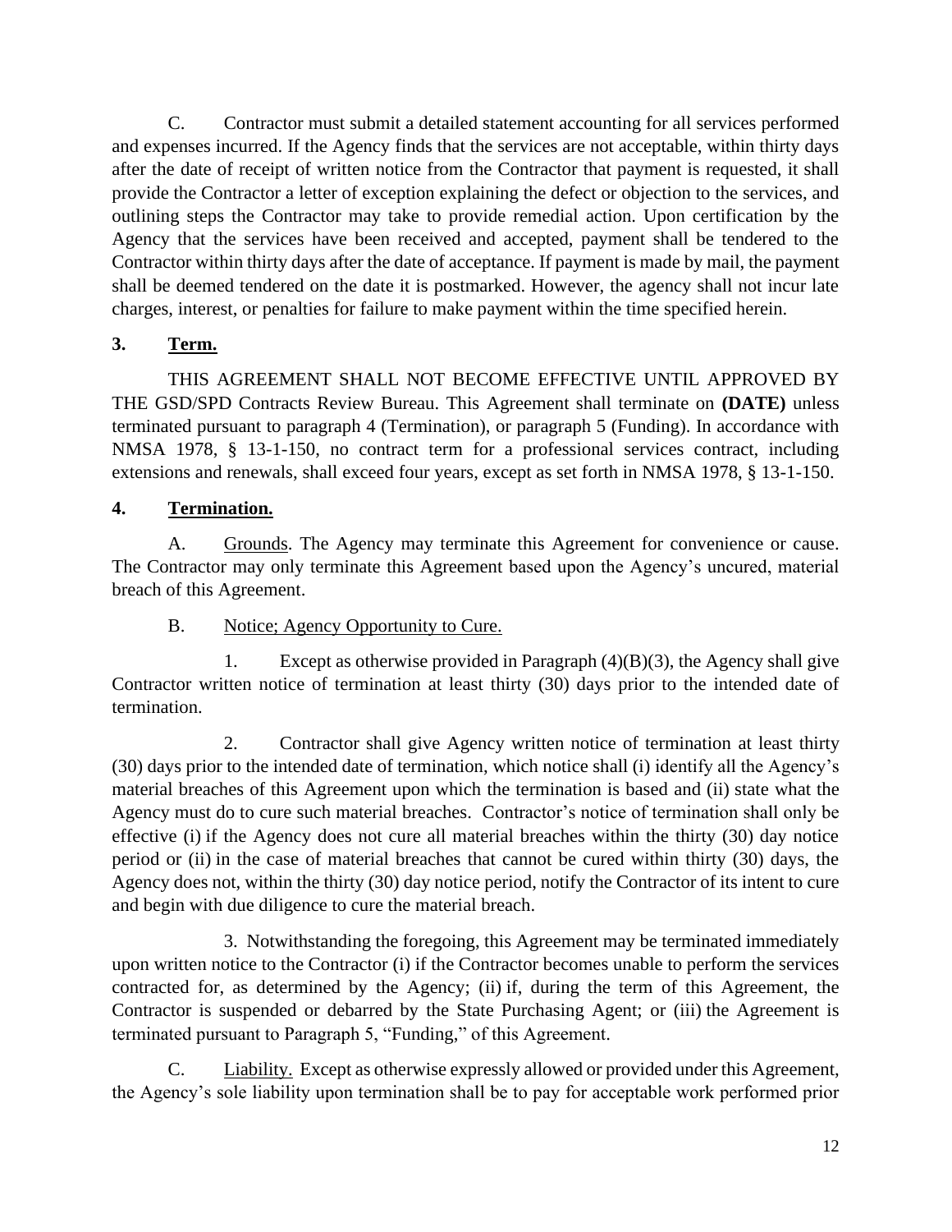C. Contractor must submit a detailed statement accounting for all services performed and expenses incurred. If the Agency finds that the services are not acceptable, within thirty days after the date of receipt of written notice from the Contractor that payment is requested, it shall provide the Contractor a letter of exception explaining the defect or objection to the services, and outlining steps the Contractor may take to provide remedial action. Upon certification by the Agency that the services have been received and accepted, payment shall be tendered to the Contractor within thirty days after the date of acceptance. If payment is made by mail, the payment shall be deemed tendered on the date it is postmarked. However, the agency shall not incur late charges, interest, or penalties for failure to make payment within the time specified herein.

**3. Term.**

THIS AGREEMENT SHALL NOT BECOME EFFECTIVE UNTIL APPROVED BY THE GSD/SPD Contracts Review Bureau. This Agreement shall terminate on **(DATE)** unless terminated pursuant to paragraph 4 (Termination), or paragraph 5 (Funding). In accordance with NMSA 1978, § 13-1-150, no contract term for a professional services contract, including extensions and renewals, shall exceed four years, except as set forth in NMSA 1978, § 13-1-150.

**4. Termination.**

A. Grounds. The Agency may terminate this Agreement for convenience or cause. The Contractor may only terminate this Agreement based upon the Agency's uncured, material breach of this Agreement.

B. Notice; Agency Opportunity to Cure.

1. Except as otherwise provided in Paragraph (4)(B)(3), the Agency shall give Contractor written notice of termination at least thirty (30) days prior to the intended date of termination.

2. Contractor shall give Agency written notice of termination at least thirty (30) days prior to the intended date of termination, which notice shall (i) identify all the Agency's material breaches of this Agreement upon which the termination is based and (ii) state what the Agency must do to cure such material breaches. Contractor's notice of termination shall only be effective (i) if the Agency does not cure all material breaches within the thirty (30) day notice period or (ii) in the case of material breaches that cannot be cured within thirty (30) days, the Agency does not, within the thirty (30) day notice period, notify the Contractor of its intent to cure and begin with due diligence to cure the material breach.

3. Notwithstanding the foregoing, this Agreement may be terminated immediately upon written notice to the Contractor (i) if the Contractor becomes unable to perform the services contracted for, as determined by the Agency; (ii) if, during the term of this Agreement, the Contractor is suspended or debarred by the State Purchasing Agent; or (iii) the Agreement is terminated pursuant to Paragraph 5, "Funding," of this Agreement.

C. Liability. Except as otherwise expressly allowed or provided under this Agreement, the Agency's sole liability upon termination shall be to pay for acceptable work performed prior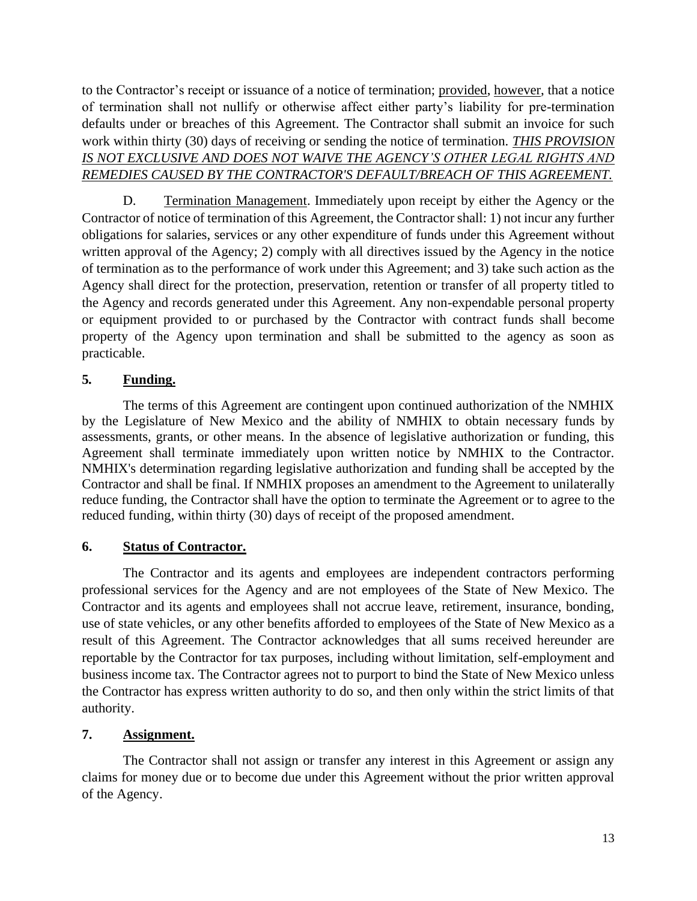to the Contractor's receipt or issuance of a notice of termination; provided, however, that a notice of termination shall not nullify or otherwise affect either party's liability for pre-termination defaults under or breaches of this Agreement. The Contractor shall submit an invoice for such work within thirty (30) days of receiving or sending the notice of termination. ***THIS PROVISION IS NOT EXCLUSIVE AND DOES NOT WAIVE THE AGENCY'S OTHER LEGAL RIGHTS AND REMEDIES CAUSED BY THE CONTRACTOR'S DEFAULT/BREACH OF THIS AGREEMENT.***

D. Termination Management. Immediately upon receipt by either the Agency or the Contractor of notice of termination of this Agreement, the Contractor shall: 1) not incur any further obligations for salaries, services or any other expenditure of funds under this Agreement without written approval of the Agency; 2) comply with all directives issued by the Agency in the notice of termination as to the performance of work under this Agreement; and 3) take such action as the Agency shall direct for the protection, preservation, retention or transfer of all property titled to the Agency and records generated under this Agreement. Any non-expendable personal property or equipment provided to or purchased by the Contractor with contract funds shall become property of the Agency upon termination and shall be submitted to the agency as soon as practicable.

## 5. Funding.

The terms of this Agreement are contingent upon continued authorization of the NMHIX by the Legislature of New Mexico and the ability of NMHIX to obtain necessary funds by assessments, grants, or other means. In the absence of legislative authorization or funding, this Agreement shall terminate immediately upon written notice by NMHIX to the Contractor. NMHIX's determination regarding legislative authorization and funding shall be accepted by the Contractor and shall be final. If NMHIX proposes an amendment to the Agreement to unilaterally reduce funding, the Contractor shall have the option to terminate the Agreement or to agree to the reduced funding, within thirty (30) days of receipt of the proposed amendment.

## 6. Status of Contractor.

The Contractor and its agents and employees are independent contractors performing professional services for the Agency and are not employees of the State of New Mexico. The Contractor and its agents and employees shall not accrue leave, retirement, insurance, bonding, use of state vehicles, or any other benefits afforded to employees of the State of New Mexico as a result of this Agreement. The Contractor acknowledges that all sums received hereunder are reportable by the Contractor for tax purposes, including without limitation, self-employment and business income tax. The Contractor agrees not to purport to bind the State of New Mexico unless the Contractor has express written authority to do so, and then only within the strict limits of that authority.

## 7. Assignment.

The Contractor shall not assign or transfer any interest in this Agreement or assign any claims for money due or to become due under this Agreement without the prior written approval of the Agency.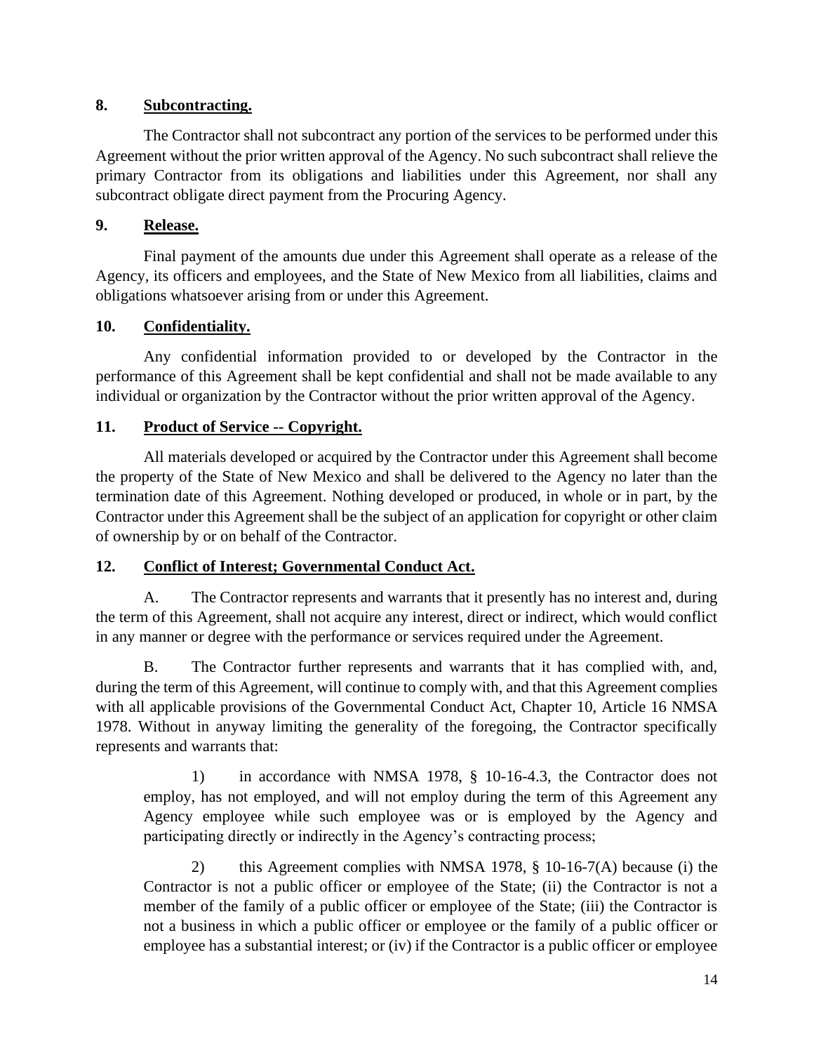**8. Subcontracting.**

The Contractor shall not subcontract any portion of the services to be performed under this Agreement without the prior written approval of the Agency. No such subcontract shall relieve the primary Contractor from its obligations and liabilities under this Agreement, nor shall any subcontract obligate direct payment from the Procuring Agency.

**9. Release.**

Final payment of the amounts due under this Agreement shall operate as a release of the Agency, its officers and employees, and the State of New Mexico from all liabilities, claims and obligations whatsoever arising from or under this Agreement.

**10. Confidentiality.**

Any confidential information provided to or developed by the Contractor in the performance of this Agreement shall be kept confidential and shall not be made available to any individual or organization by the Contractor without the prior written approval of the Agency.

**11. Product of Service -- Copyright.**

All materials developed or acquired by the Contractor under this Agreement shall become the property of the State of New Mexico and shall be delivered to the Agency no later than the termination date of this Agreement. Nothing developed or produced, in whole or in part, by the Contractor under this Agreement shall be the subject of an application for copyright or other claim of ownership by or on behalf of the Contractor.

**12. Conflict of Interest; Governmental Conduct Act.**

A. The Contractor represents and warrants that it presently has no interest and, during the term of this Agreement, shall not acquire any interest, direct or indirect, which would conflict in any manner or degree with the performance or services required under the Agreement.

B. The Contractor further represents and warrants that it has complied with, and, during the term of this Agreement, will continue to comply with, and that this Agreement complies with all applicable provisions of the Governmental Conduct Act, Chapter 10, Article 16 NMSA 1978. Without in anyway limiting the generality of the foregoing, the Contractor specifically represents and warrants that:

> 1) in accordance with NMSA 1978, § 10-16-4.3, the Contractor does not employ, has not employed, and will not employ during the term of this Agreement any Agency employee while such employee was or is employed by the Agency and participating directly or indirectly in the Agency's contracting process;
>
> 2) this Agreement complies with NMSA 1978, § 10-16-7(A) because (i) the Contractor is not a public officer or employee of the State; (ii) the Contractor is not a member of the family of a public officer or employee of the State; (iii) the Contractor is not a business in which a public officer or employee or the family of a public officer or employee has a substantial interest; or (iv) if the Contractor is a public officer or employee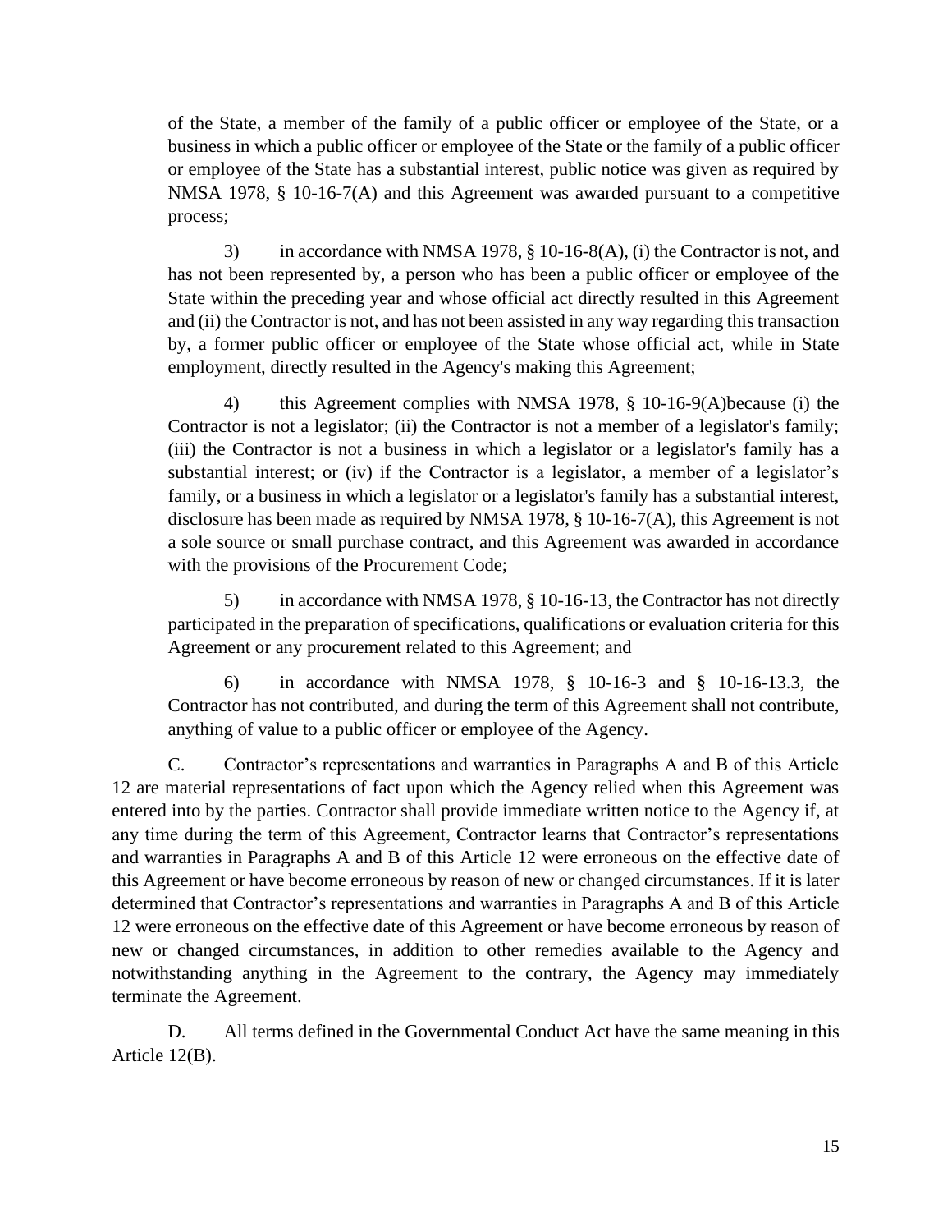of the State, a member of the family of a public officer or employee of the State, or a business in which a public officer or employee of the State or the family of a public officer or employee of the State has a substantial interest, public notice was given as required by NMSA 1978, § 10-16-7(A) and this Agreement was awarded pursuant to a competitive process;

3) in accordance with NMSA 1978, § 10-16-8(A), (i) the Contractor is not, and has not been represented by, a person who has been a public officer or employee of the State within the preceding year and whose official act directly resulted in this Agreement and (ii) the Contractor is not, and has not been assisted in any way regarding this transaction by, a former public officer or employee of the State whose official act, while in State employment, directly resulted in the Agency's making this Agreement;

4) this Agreement complies with NMSA 1978, § 10-16-9(A)because (i) the Contractor is not a legislator; (ii) the Contractor is not a member of a legislator's family; (iii) the Contractor is not a business in which a legislator or a legislator's family has a substantial interest; or (iv) if the Contractor is a legislator, a member of a legislator's family, or a business in which a legislator or a legislator's family has a substantial interest, disclosure has been made as required by NMSA 1978, § 10-16-7(A), this Agreement is not a sole source or small purchase contract, and this Agreement was awarded in accordance with the provisions of the Procurement Code;

5) in accordance with NMSA 1978, § 10-16-13, the Contractor has not directly participated in the preparation of specifications, qualifications or evaluation criteria for this Agreement or any procurement related to this Agreement; and

6) in accordance with NMSA 1978, § 10-16-3 and § 10-16-13.3, the Contractor has not contributed, and during the term of this Agreement shall not contribute, anything of value to a public officer or employee of the Agency.

C. Contractor's representations and warranties in Paragraphs A and B of this Article 12 are material representations of fact upon which the Agency relied when this Agreement was entered into by the parties. Contractor shall provide immediate written notice to the Agency if, at any time during the term of this Agreement, Contractor learns that Contractor's representations and warranties in Paragraphs A and B of this Article 12 were erroneous on the effective date of this Agreement or have become erroneous by reason of new or changed circumstances. If it is later determined that Contractor's representations and warranties in Paragraphs A and B of this Article 12 were erroneous on the effective date of this Agreement or have become erroneous by reason of new or changed circumstances, in addition to other remedies available to the Agency and notwithstanding anything in the Agreement to the contrary, the Agency may immediately terminate the Agreement.

D. All terms defined in the Governmental Conduct Act have the same meaning in this Article 12(B).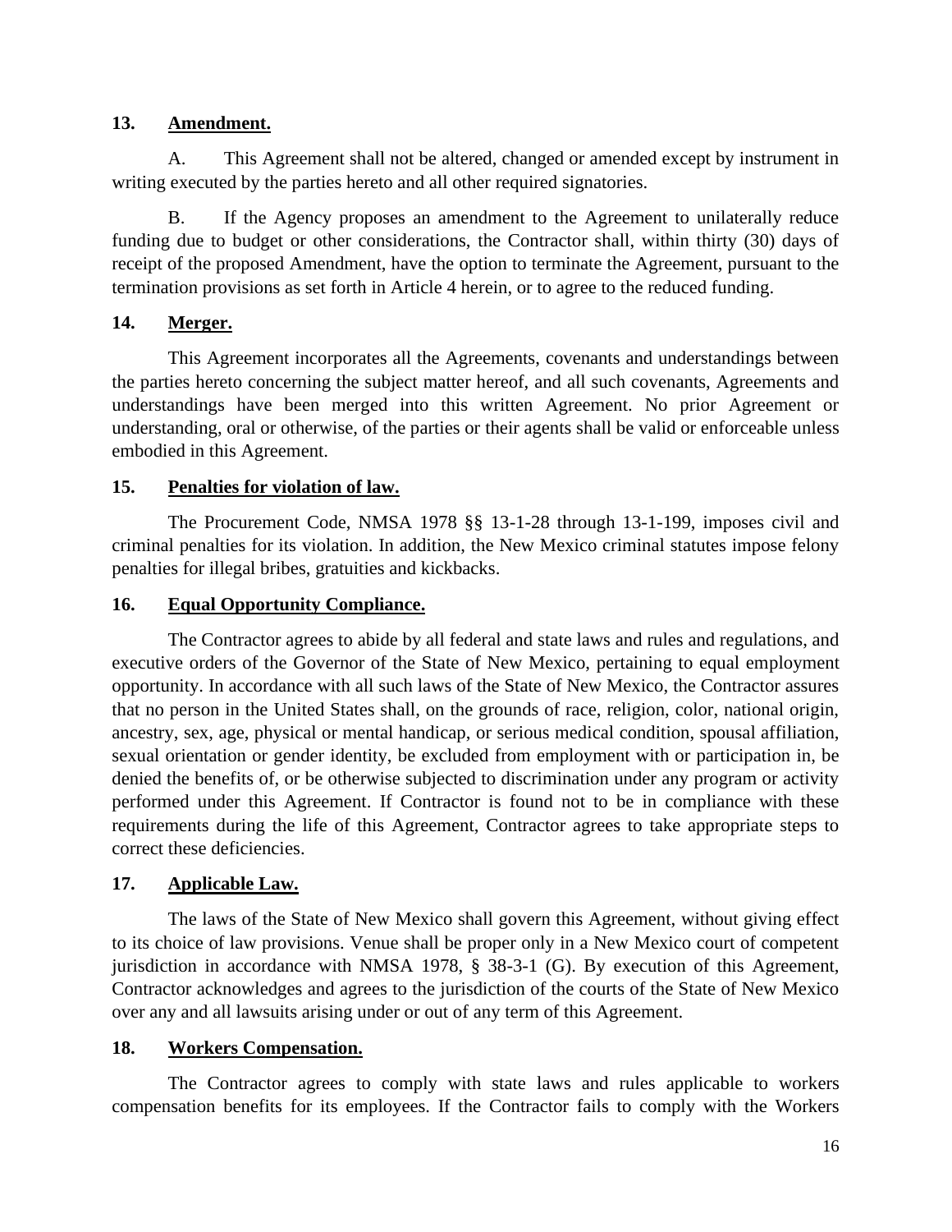**13. Amendment.**

A. This Agreement shall not be altered, changed or amended except by instrument in writing executed by the parties hereto and all other required signatories.

B. If the Agency proposes an amendment to the Agreement to unilaterally reduce funding due to budget or other considerations, the Contractor shall, within thirty (30) days of receipt of the proposed Amendment, have the option to terminate the Agreement, pursuant to the termination provisions as set forth in Article 4 herein, or to agree to the reduced funding.

**14. Merger.**

This Agreement incorporates all the Agreements, covenants and understandings between the parties hereto concerning the subject matter hereof, and all such covenants, Agreements and understandings have been merged into this written Agreement. No prior Agreement or understanding, oral or otherwise, of the parties or their agents shall be valid or enforceable unless embodied in this Agreement.

**15. Penalties for violation of law.**

The Procurement Code, NMSA 1978 §§ 13-1-28 through 13-1-199, imposes civil and criminal penalties for its violation. In addition, the New Mexico criminal statutes impose felony penalties for illegal bribes, gratuities and kickbacks.

**16. Equal Opportunity Compliance.**

The Contractor agrees to abide by all federal and state laws and rules and regulations, and executive orders of the Governor of the State of New Mexico, pertaining to equal employment opportunity. In accordance with all such laws of the State of New Mexico, the Contractor assures that no person in the United States shall, on the grounds of race, religion, color, national origin, ancestry, sex, age, physical or mental handicap, or serious medical condition, spousal affiliation, sexual orientation or gender identity, be excluded from employment with or participation in, be denied the benefits of, or be otherwise subjected to discrimination under any program or activity performed under this Agreement. If Contractor is found not to be in compliance with these requirements during the life of this Agreement, Contractor agrees to take appropriate steps to correct these deficiencies.

**17. Applicable Law.**

The laws of the State of New Mexico shall govern this Agreement, without giving effect to its choice of law provisions. Venue shall be proper only in a New Mexico court of competent jurisdiction in accordance with NMSA 1978, § 38-3-1 (G). By execution of this Agreement, Contractor acknowledges and agrees to the jurisdiction of the courts of the State of New Mexico over any and all lawsuits arising under or out of any term of this Agreement.

**18. Workers Compensation.**

The Contractor agrees to comply with state laws and rules applicable to workers compensation benefits for its employees. If the Contractor fails to comply with the Workers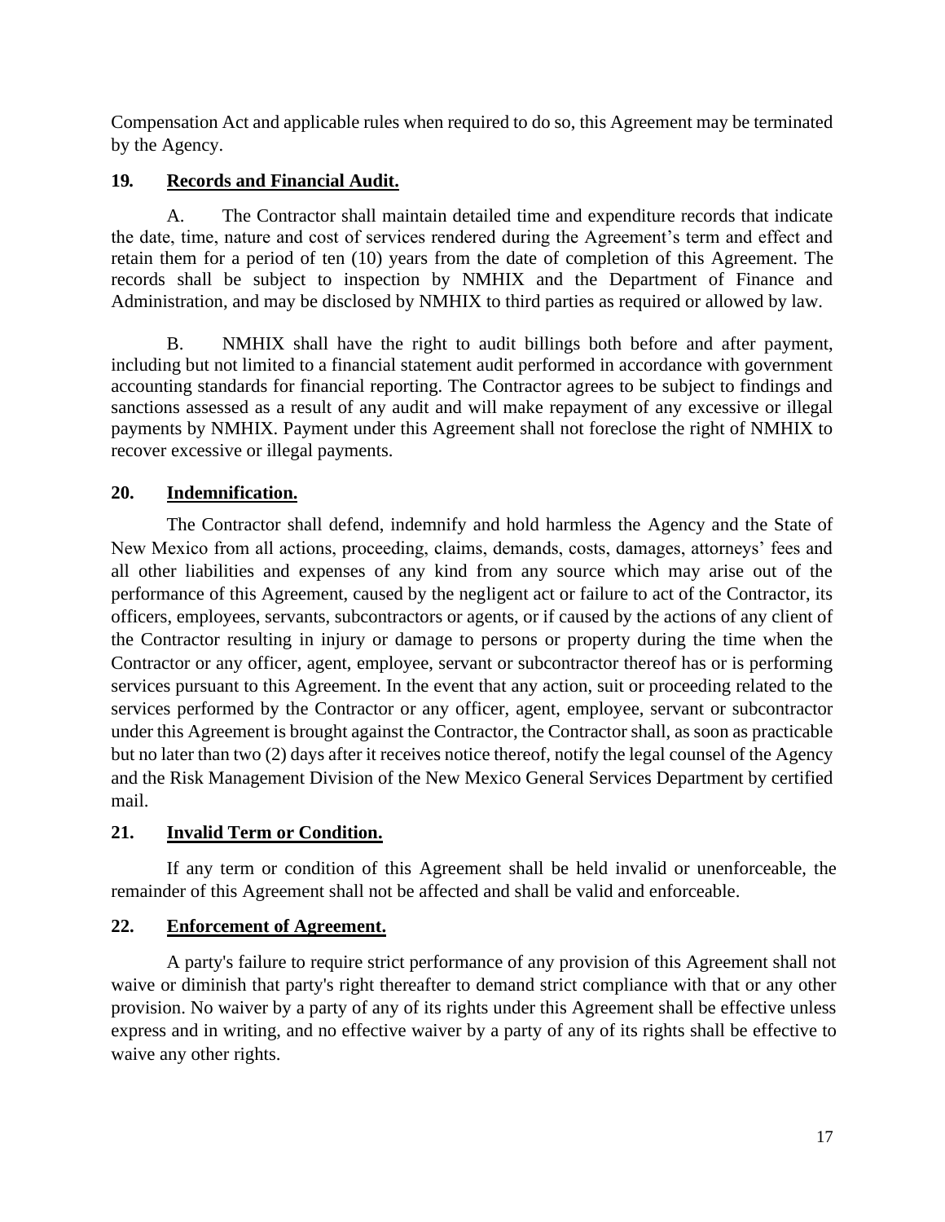Compensation Act and applicable rules when required to do so, this Agreement may be terminated by the Agency.

**19. Records and Financial Audit.**

A. The Contractor shall maintain detailed time and expenditure records that indicate the date, time, nature and cost of services rendered during the Agreement's term and effect and retain them for a period of ten (10) years from the date of completion of this Agreement. The records shall be subject to inspection by NMHIX and the Department of Finance and Administration, and may be disclosed by NMHIX to third parties as required or allowed by law.

B. NMHIX shall have the right to audit billings both before and after payment, including but not limited to a financial statement audit performed in accordance with government accounting standards for financial reporting. The Contractor agrees to be subject to findings and sanctions assessed as a result of any audit and will make repayment of any excessive or illegal payments by NMHIX. Payment under this Agreement shall not foreclose the right of NMHIX to recover excessive or illegal payments.

**20. Indemnification.**

The Contractor shall defend, indemnify and hold harmless the Agency and the State of New Mexico from all actions, proceeding, claims, demands, costs, damages, attorneys' fees and all other liabilities and expenses of any kind from any source which may arise out of the performance of this Agreement, caused by the negligent act or failure to act of the Contractor, its officers, employees, servants, subcontractors or agents, or if caused by the actions of any client of the Contractor resulting in injury or damage to persons or property during the time when the Contractor or any officer, agent, employee, servant or subcontractor thereof has or is performing services pursuant to this Agreement. In the event that any action, suit or proceeding related to the services performed by the Contractor or any officer, agent, employee, servant or subcontractor under this Agreement is brought against the Contractor, the Contractor shall, as soon as practicable but no later than two (2) days after it receives notice thereof, notify the legal counsel of the Agency and the Risk Management Division of the New Mexico General Services Department by certified mail.

**21. Invalid Term or Condition.**

If any term or condition of this Agreement shall be held invalid or unenforceable, the remainder of this Agreement shall not be affected and shall be valid and enforceable.

**22. Enforcement of Agreement.**

A party's failure to require strict performance of any provision of this Agreement shall not waive or diminish that party's right thereafter to demand strict compliance with that or any other provision. No waiver by a party of any of its rights under this Agreement shall be effective unless express and in writing, and no effective waiver by a party of any of its rights shall be effective to waive any other rights.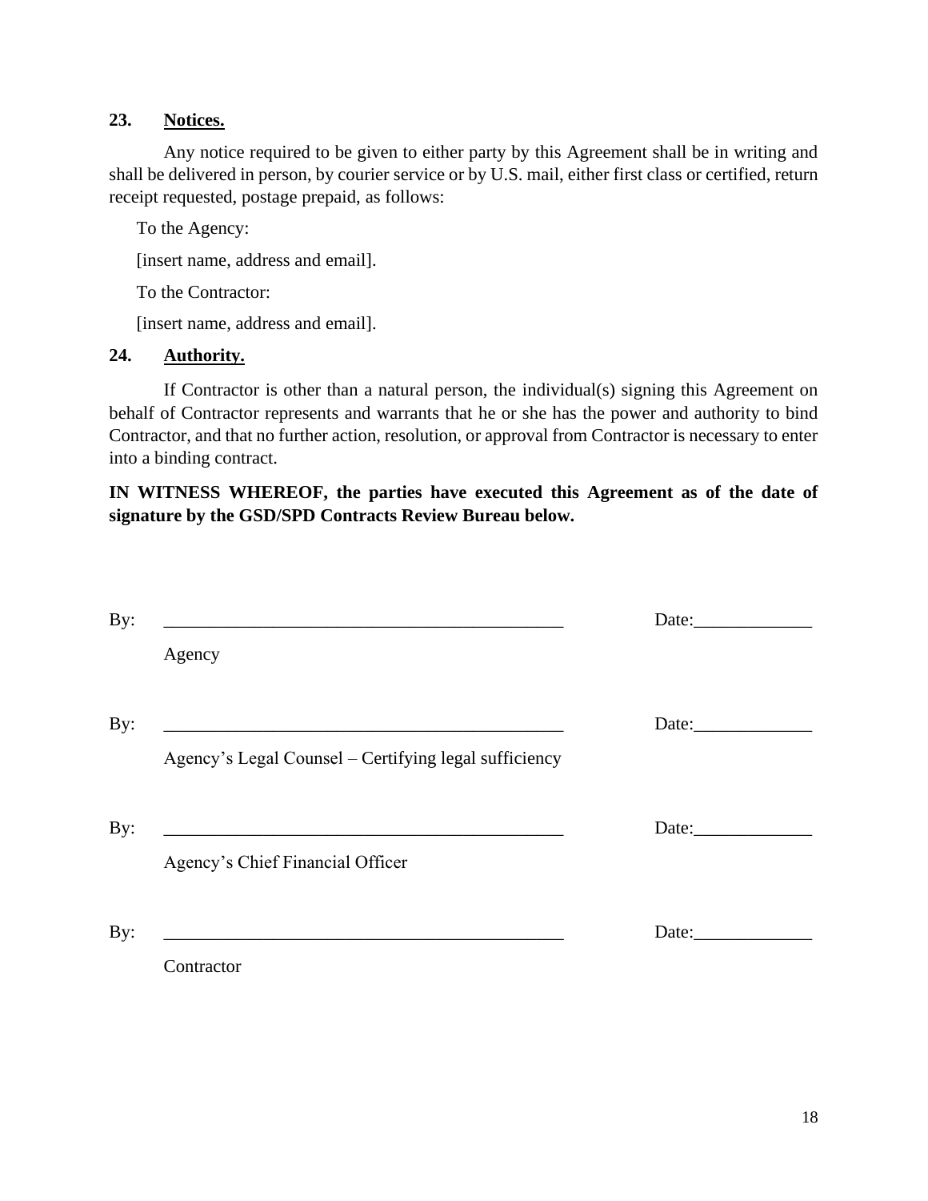**23. Notices.**

Any notice required to be given to either party by this Agreement shall be in writing and shall be delivered in person, by courier service or by U.S. mail, either first class or certified, return receipt requested, postage prepaid, as follows:

To the Agency:

[insert name, address and email].

To the Contractor:

[insert name, address and email].

**24. Authority.**

If Contractor is other than a natural person, the individual(s) signing this Agreement on behalf of Contractor represents and warrants that he or she has the power and authority to bind Contractor, and that no further action, resolution, or approval from Contractor is necessary to enter into a binding contract.

**IN WITNESS WHEREOF, the parties have executed this Agreement as of the date of signature by the GSD/SPD Contracts Review Bureau below.**

By: ______________________________________________ Date:_____________

Agency

By: ______________________________________________ Date:_____________

Agency's Legal Counsel – Certifying legal sufficiency

By: ______________________________________________ Date:_____________

Agency's Chief Financial Officer

By: ______________________________________________ Date:_____________

Contractor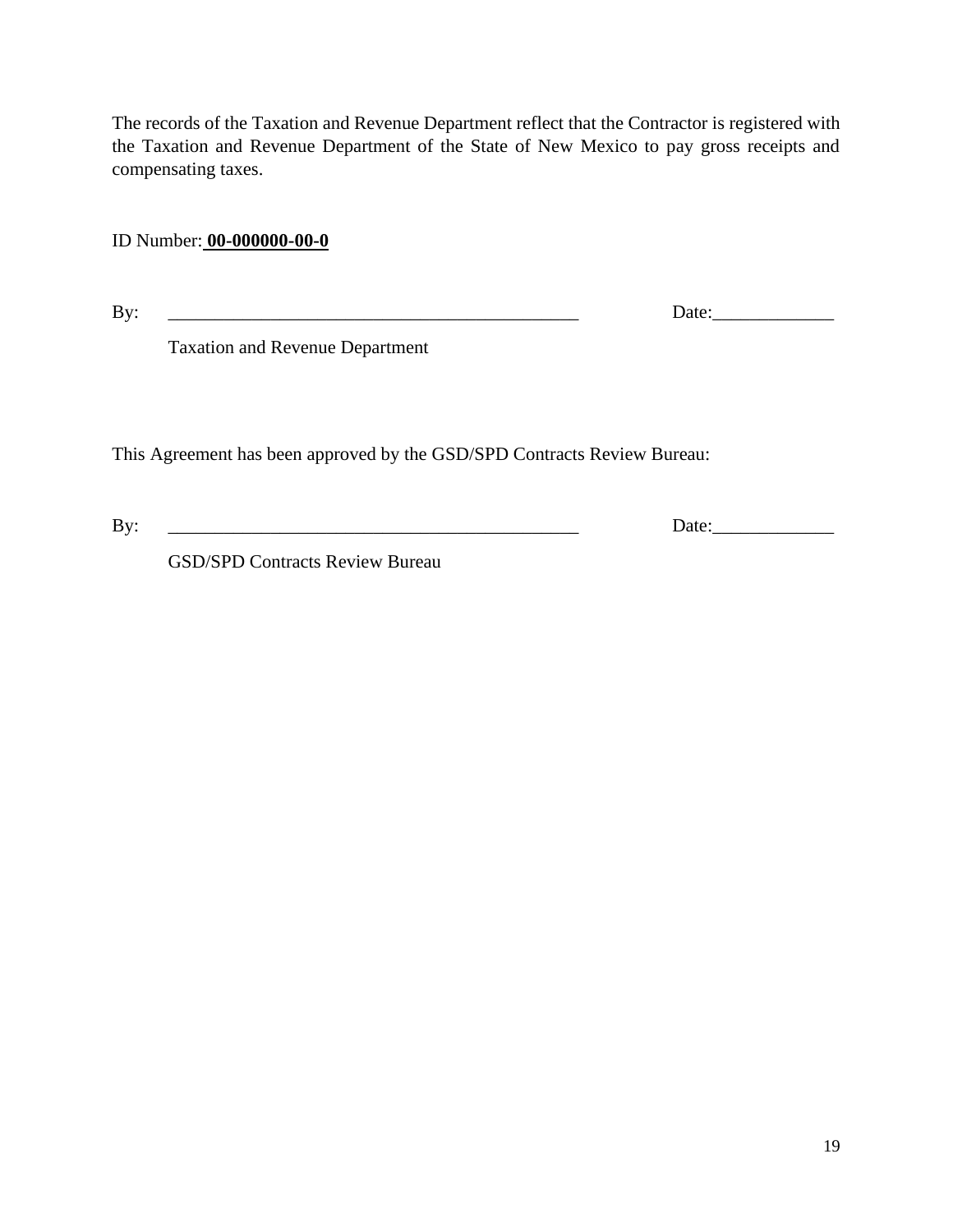The records of the Taxation and Revenue Department reflect that the Contractor is registered with the Taxation and Revenue Department of the State of New Mexico to pay gross receipts and compensating taxes.

ID Number: **00-000000-00-0**

By: _____________________________________________ Date:_____________

Taxation and Revenue Department

This Agreement has been approved by the GSD/SPD Contracts Review Bureau:

By: _____________________________________________ Date:_____________

GSD/SPD Contracts Review Bureau